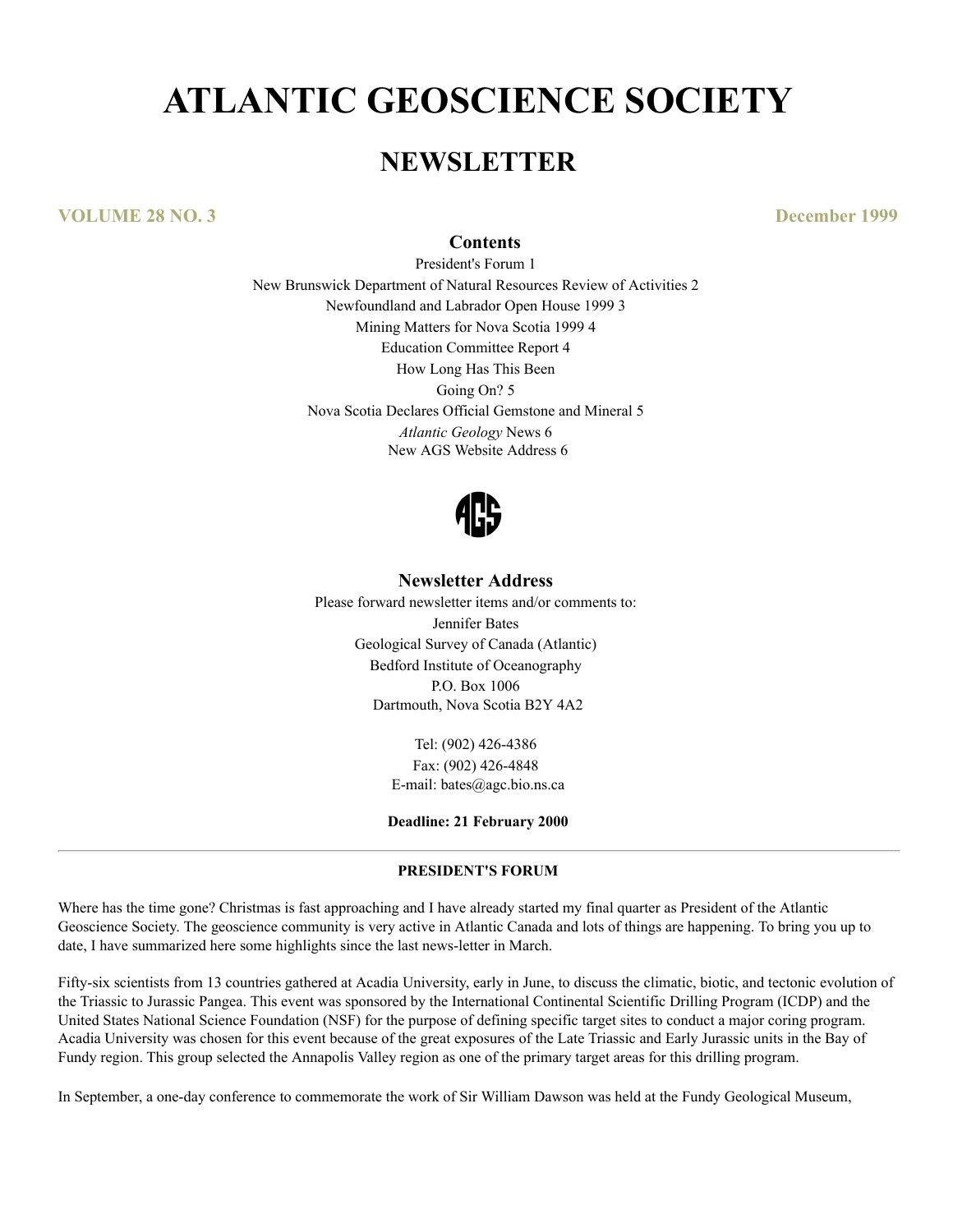# ATLANTIC GEOSCIENCE SOCIETY

## NEWSLETTER

**VOLUME 28 NO. 3** **December 1999**

### Contents

President's Forum 1
New Brunswick Department of Natural Resources Review of Activities 2
Newfoundland and Labrador Open House 1999 3
Mining Matters for Nova Scotia 1999 4
Education Committee Report 4
How Long Has This Been
Going On? 5
Nova Scotia Declares Official Gemstone and Mineral 5
*Atlantic Geology* News 6
New AGS Website Address 6

### Newsletter Address

Please forward newsletter items and/or comments to:
Jennifer Bates
Geological Survey of Canada (Atlantic)
Bedford Institute of Oceanography
P.O. Box 1006
Dartmouth, Nova Scotia B2Y 4A2

Tel: (902) 426-4386
Fax: (902) 426-4848
E-mail: bates@agc.bio.ns.ca

**Deadline: 21 February 2000**

---

**PRESIDENT'S FORUM**

Where has the time gone? Christmas is fast approaching and I have already started my final quarter as President of the Atlantic Geoscience Society. The geoscience community is very active in Atlantic Canada and lots of things are happening. To bring you up to date, I have summarized here some highlights since the last news-letter in March.

Fifty-six scientists from 13 countries gathered at Acadia University, early in June, to discuss the climatic, biotic, and tectonic evolution of the Triassic to Jurassic Pangea. This event was sponsored by the International Continental Scientific Drilling Program (ICDP) and the United States National Science Foundation (NSF) for the purpose of defining specific target sites to conduct a major coring program. Acadia University was chosen for this event because of the great exposures of the Late Triassic and Early Jurassic units in the Bay of Fundy region. This group selected the Annapolis Valley region as one of the primary target areas for this drilling program.

In September, a one-day conference to commemorate the work of Sir William Dawson was held at the Fundy Geological Museum,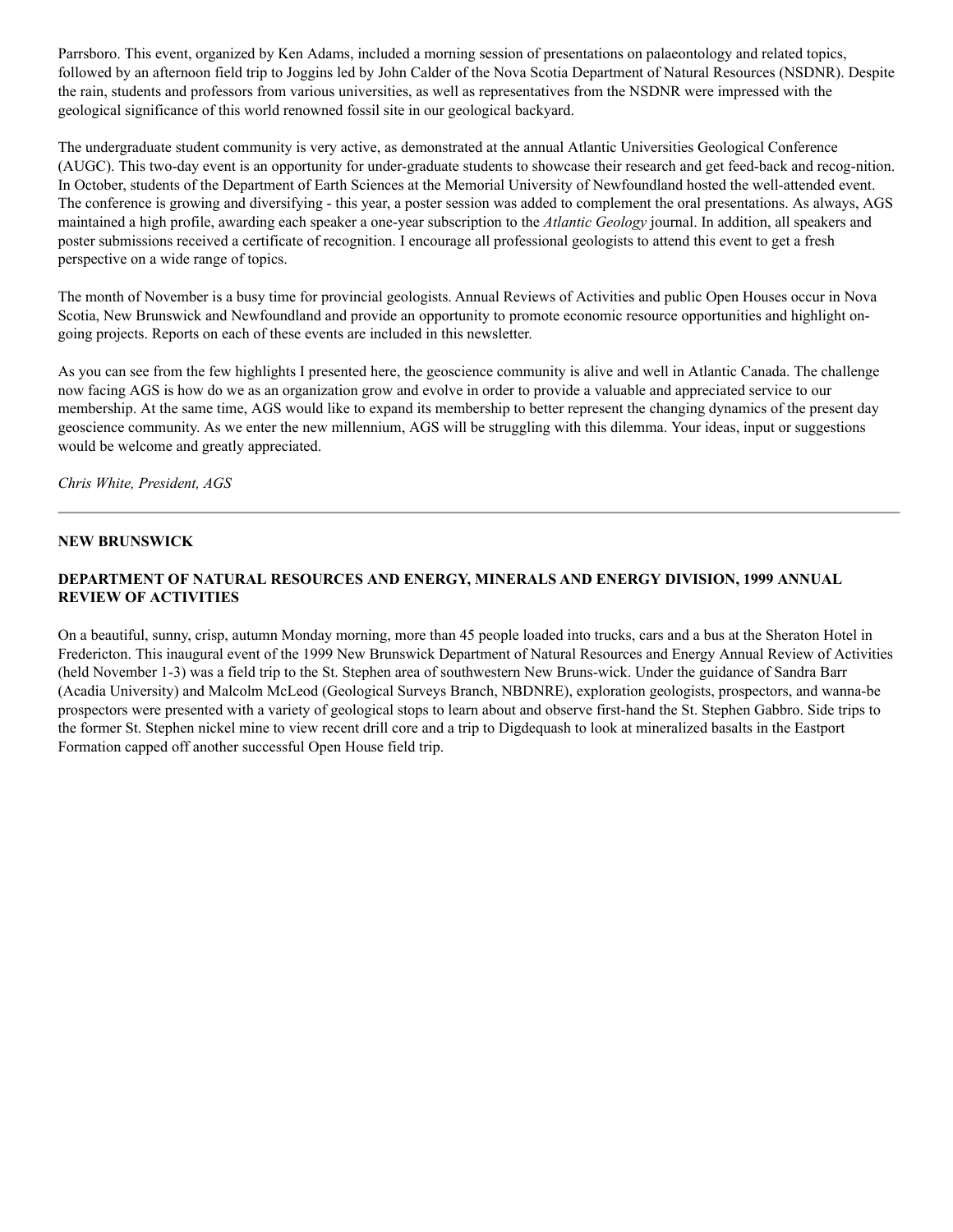Parrsboro. This event, organized by Ken Adams, included a morning session of presentations on palaeontology and related topics, followed by an afternoon field trip to Joggins led by John Calder of the Nova Scotia Department of Natural Resources (NSDNR). Despite the rain, students and professors from various universities, as well as representatives from the NSDNR were impressed with the geological significance of this world renowned fossil site in our geological backyard.

The undergraduate student community is very active, as demonstrated at the annual Atlantic Universities Geological Conference (AUGC). This two-day event is an opportunity for under-graduate students to showcase their research and get feed-back and recog-nition. In October, students of the Department of Earth Sciences at the Memorial University of Newfoundland hosted the well-attended event. The conference is growing and diversifying - this year, a poster session was added to complement the oral presentations. As always, AGS maintained a high profile, awarding each speaker a one-year subscription to the *Atlantic Geology* journal. In addition, all speakers and poster submissions received a certificate of recognition. I encourage all professional geologists to attend this event to get a fresh perspective on a wide range of topics.

The month of November is a busy time for provincial geologists. Annual Reviews of Activities and public Open Houses occur in Nova Scotia, New Brunswick and Newfoundland and provide an opportunity to promote economic resource opportunities and highlight on-going projects. Reports on each of these events are included in this newsletter.

As you can see from the few highlights I presented here, the geoscience community is alive and well in Atlantic Canada. The challenge now facing AGS is how do we as an organization grow and evolve in order to provide a valuable and appreciated service to our membership. At the same time, AGS would like to expand its membership to better represent the changing dynamics of the present day geoscience community. As we enter the new millennium, AGS will be struggling with this dilemma. Your ideas, input or suggestions would be welcome and greatly appreciated.

*Chris White, President, AGS*

---

## NEW BRUNSWICK

### DEPARTMENT OF NATURAL RESOURCES AND ENERGY, MINERALS AND ENERGY DIVISION, 1999 ANNUAL REVIEW OF ACTIVITIES

On a beautiful, sunny, crisp, autumn Monday morning, more than 45 people loaded into trucks, cars and a bus at the Sheraton Hotel in Fredericton. This inaugural event of the 1999 New Brunswick Department of Natural Resources and Energy Annual Review of Activities (held November 1-3) was a field trip to the St. Stephen area of southwestern New Bruns-wick. Under the guidance of Sandra Barr (Acadia University) and Malcolm McLeod (Geological Surveys Branch, NBDNRE), exploration geologists, prospectors, and wanna-be prospectors were presented with a variety of geological stops to learn about and observe first-hand the St. Stephen Gabbro. Side trips to the former St. Stephen nickel mine to view recent drill core and a trip to Digdequash to look at mineralized basalts in the Eastport Formation capped off another successful Open House field trip.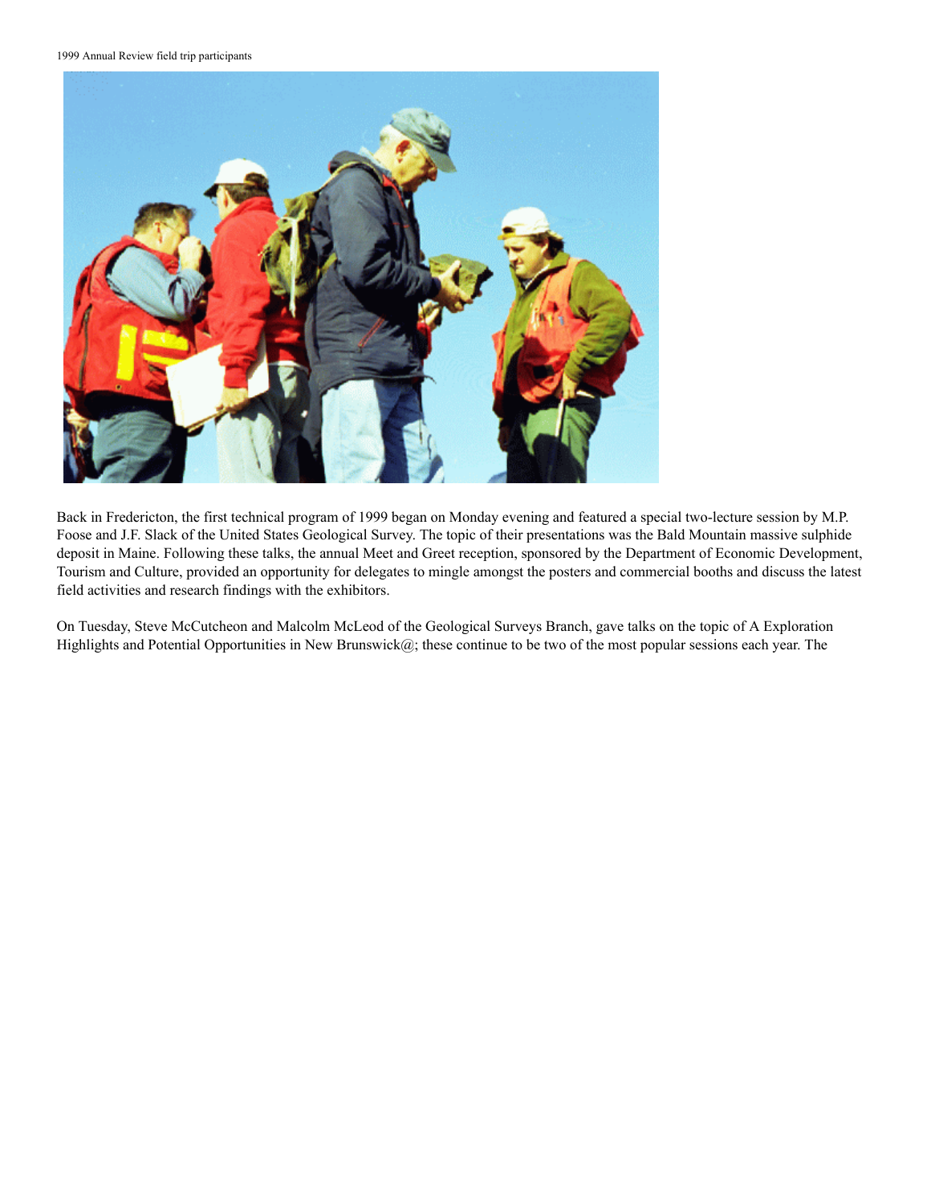1999 Annual Review field trip participants

Back in Fredericton, the first technical program of 1999 began on Monday evening and featured a special two-lecture session by M.P. Foose and J.F. Slack of the United States Geological Survey. The topic of their presentations was the Bald Mountain massive sulphide deposit in Maine. Following these talks, the annual Meet and Greet reception, sponsored by the Department of Economic Development, Tourism and Culture, provided an opportunity for delegates to mingle amongst the posters and commercial booths and discuss the latest field activities and research findings with the exhibitors.

On Tuesday, Steve McCutcheon and Malcolm McLeod of the Geological Surveys Branch, gave talks on the topic of A Exploration Highlights and Potential Opportunities in New Brunswick@; these continue to be two of the most popular sessions each year. The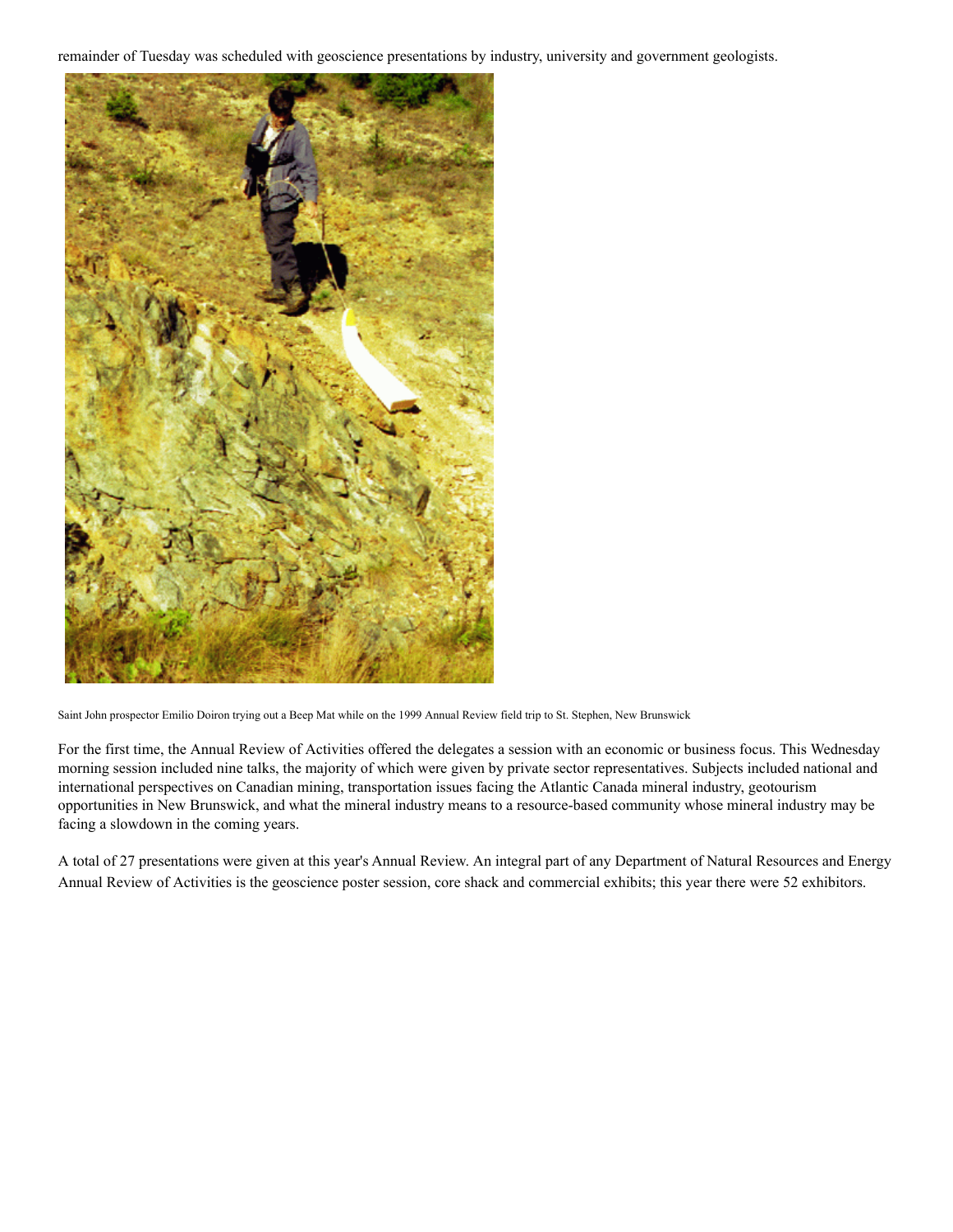remainder of Tuesday was scheduled with geoscience presentations by industry, university and government geologists.

Saint John prospector Emilio Doiron trying out a Beep Mat while on the 1999 Annual Review field trip to St. Stephen, New Brunswick

For the first time, the Annual Review of Activities offered the delegates a session with an economic or business focus. This Wednesday morning session included nine talks, the majority of which were given by private sector representatives. Subjects included national and international perspectives on Canadian mining, transportation issues facing the Atlantic Canada mineral industry, geotourism opportunities in New Brunswick, and what the mineral industry means to a resource-based community whose mineral industry may be facing a slowdown in the coming years.

A total of 27 presentations were given at this year's Annual Review. An integral part of any Department of Natural Resources and Energy Annual Review of Activities is the geoscience poster session, core shack and commercial exhibits; this year there were 52 exhibitors.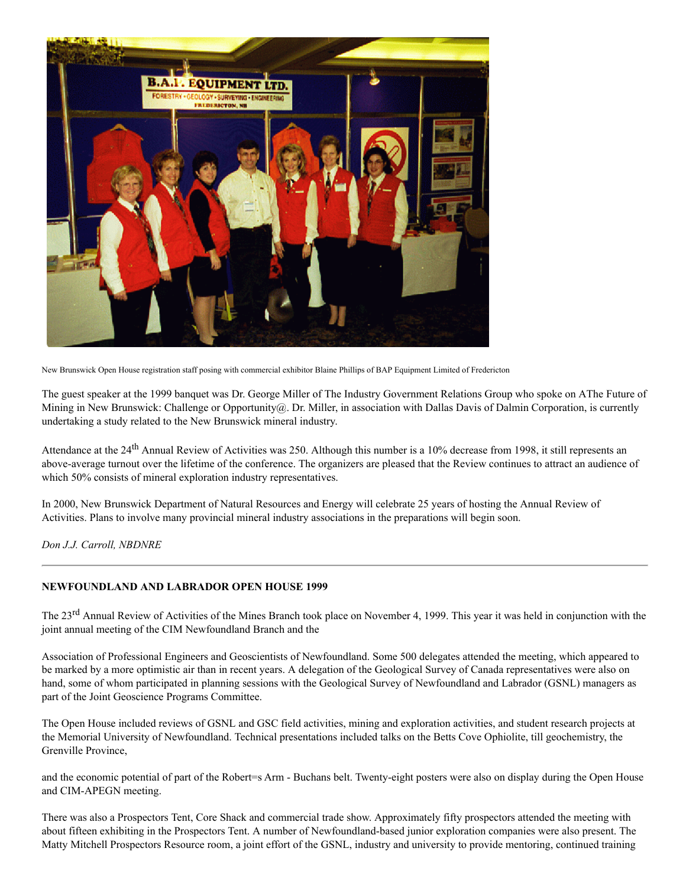New Brunswick Open House registration staff posing with commercial exhibitor Blaine Phillips of BAP Equipment Limited of Fredericton

The guest speaker at the 1999 banquet was Dr. George Miller of The Industry Government Relations Group who spoke on AThe Future of Mining in New Brunswick: Challenge or Opportunity@. Dr. Miller, in association with Dallas Davis of Dalmin Corporation, is currently undertaking a study related to the New Brunswick mineral industry.

Attendance at the 24th Annual Review of Activities was 250. Although this number is a 10% decrease from 1998, it still represents an above-average turnout over the lifetime of the conference. The organizers are pleased that the Review continues to attract an audience of which 50% consists of mineral exploration industry representatives.

In 2000, New Brunswick Department of Natural Resources and Energy will celebrate 25 years of hosting the Annual Review of Activities. Plans to involve many provincial mineral industry associations in the preparations will begin soon.

*Don J.J. Carroll, NBDNRE*

---

**NEWFOUNDLAND AND LABRADOR OPEN HOUSE 1999**

The 23rd Annual Review of Activities of the Mines Branch took place on November 4, 1999. This year it was held in conjunction with the joint annual meeting of the CIM Newfoundland Branch and the

Association of Professional Engineers and Geoscientists of Newfoundland. Some 500 delegates attended the meeting, which appeared to be marked by a more optimistic air than in recent years. A delegation of the Geological Survey of Canada representatives were also on hand, some of whom participated in planning sessions with the Geological Survey of Newfoundland and Labrador (GSNL) managers as part of the Joint Geoscience Programs Committee.

The Open House included reviews of GSNL and GSC field activities, mining and exploration activities, and student research projects at the Memorial University of Newfoundland. Technical presentations included talks on the Betts Cove Ophiolite, till geochemistry, the Grenville Province,

and the economic potential of part of the Robert=s Arm - Buchans belt. Twenty-eight posters were also on display during the Open House and CIM-APEGN meeting.

There was also a Prospectors Tent, Core Shack and commercial trade show. Approximately fifty prospectors attended the meeting with about fifteen exhibiting in the Prospectors Tent. A number of Newfoundland-based junior exploration companies were also present. The Matty Mitchell Prospectors Resource room, a joint effort of the GSNL, industry and university to provide mentoring, continued training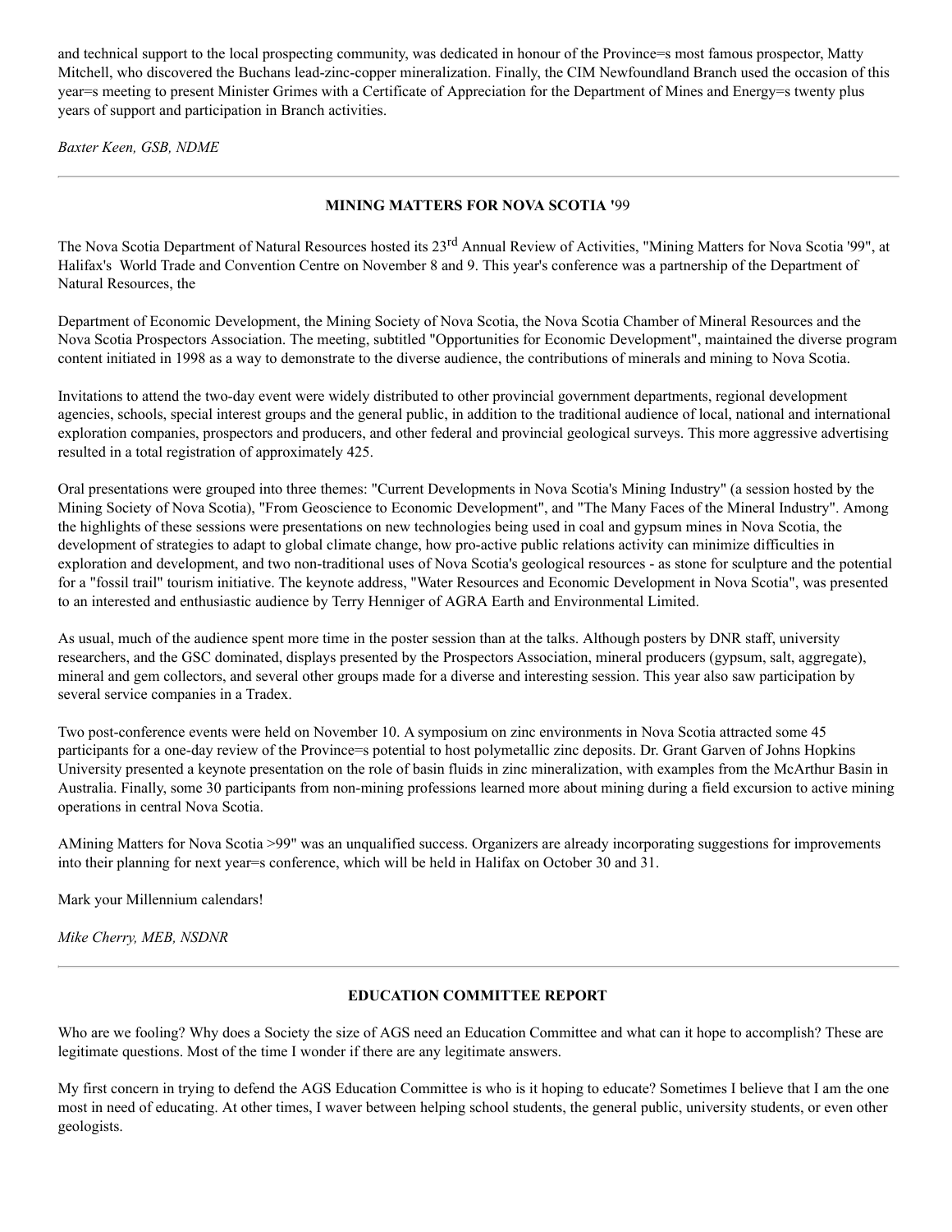and technical support to the local prospecting community, was dedicated in honour of the Province=s most famous prospector, Matty Mitchell, who discovered the Buchans lead-zinc-copper mineralization. Finally, the CIM Newfoundland Branch used the occasion of this year=s meeting to present Minister Grimes with a Certificate of Appreciation for the Department of Mines and Energy=s twenty plus years of support and participation in Branch activities.

*Baxter Keen, GSB, NDME*

---

## MINING MATTERS FOR NOVA SCOTIA '99

The Nova Scotia Department of Natural Resources hosted its 23rd Annual Review of Activities, "Mining Matters for Nova Scotia '99", at Halifax's World Trade and Convention Centre on November 8 and 9. This year's conference was a partnership of the Department of Natural Resources, the

Department of Economic Development, the Mining Society of Nova Scotia, the Nova Scotia Chamber of Mineral Resources and the Nova Scotia Prospectors Association. The meeting, subtitled "Opportunities for Economic Development", maintained the diverse program content initiated in 1998 as a way to demonstrate to the diverse audience, the contributions of minerals and mining to Nova Scotia.

Invitations to attend the two-day event were widely distributed to other provincial government departments, regional development agencies, schools, special interest groups and the general public, in addition to the traditional audience of local, national and international exploration companies, prospectors and producers, and other federal and provincial geological surveys. This more aggressive advertising resulted in a total registration of approximately 425.

Oral presentations were grouped into three themes: "Current Developments in Nova Scotia's Mining Industry" (a session hosted by the Mining Society of Nova Scotia), "From Geoscience to Economic Development", and "The Many Faces of the Mineral Industry". Among the highlights of these sessions were presentations on new technologies being used in coal and gypsum mines in Nova Scotia, the development of strategies to adapt to global climate change, how pro-active public relations activity can minimize difficulties in exploration and development, and two non-traditional uses of Nova Scotia's geological resources - as stone for sculpture and the potential for a "fossil trail" tourism initiative. The keynote address, "Water Resources and Economic Development in Nova Scotia", was presented to an interested and enthusiastic audience by Terry Henniger of AGRA Earth and Environmental Limited.

As usual, much of the audience spent more time in the poster session than at the talks. Although posters by DNR staff, university researchers, and the GSC dominated, displays presented by the Prospectors Association, mineral producers (gypsum, salt, aggregate), mineral and gem collectors, and several other groups made for a diverse and interesting session. This year also saw participation by several service companies in a Tradex.

Two post-conference events were held on November 10. A symposium on zinc environments in Nova Scotia attracted some 45 participants for a one-day review of the Province=s potential to host polymetallic zinc deposits. Dr. Grant Garven of Johns Hopkins University presented a keynote presentation on the role of basin fluids in zinc mineralization, with examples from the McArthur Basin in Australia. Finally, some 30 participants from non-mining professions learned more about mining during a field excursion to active mining operations in central Nova Scotia.

AMining Matters for Nova Scotia >99" was an unqualified success. Organizers are already incorporating suggestions for improvements into their planning for next year=s conference, which will be held in Halifax on October 30 and 31.

Mark your Millennium calendars!

*Mike Cherry, MEB, NSDNR*

---

## EDUCATION COMMITTEE REPORT

Who are we fooling? Why does a Society the size of AGS need an Education Committee and what can it hope to accomplish? These are legitimate questions. Most of the time I wonder if there are any legitimate answers.

My first concern in trying to defend the AGS Education Committee is who is it hoping to educate? Sometimes I believe that I am the one most in need of educating. At other times, I waver between helping school students, the general public, university students, or even other geologists.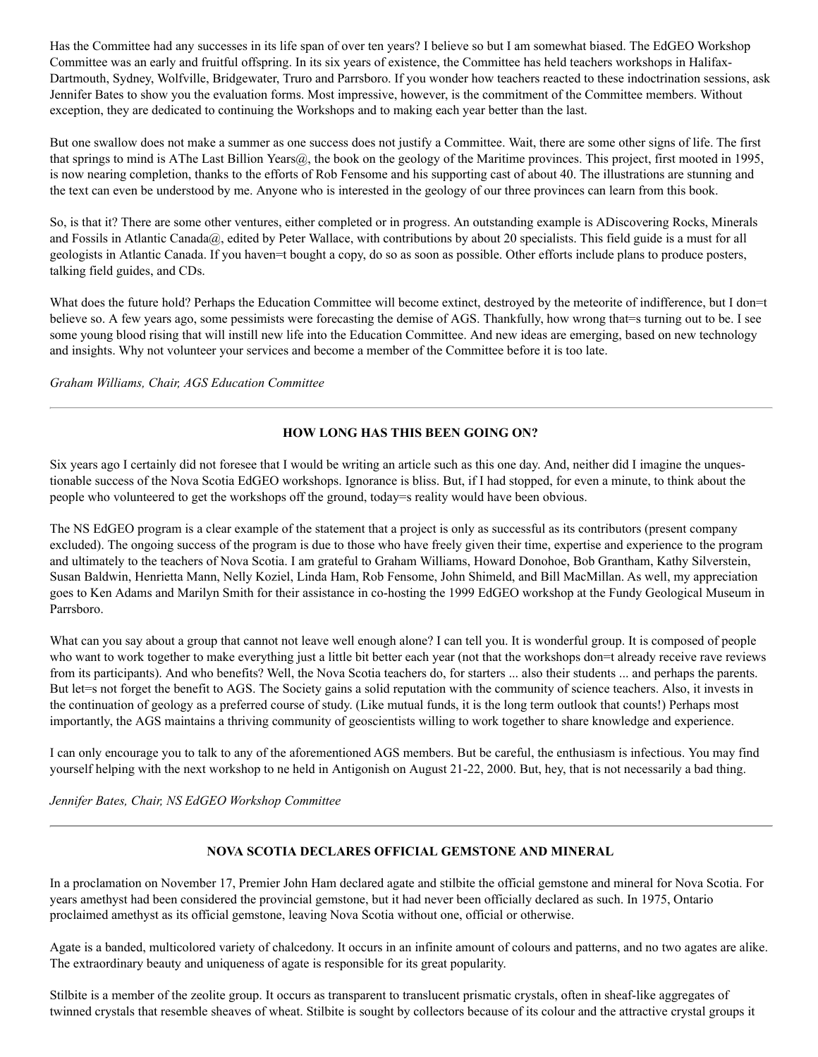Has the Committee had any successes in its life span of over ten years? I believe so but I am somewhat biased. The EdGEO Workshop Committee was an early and fruitful offspring. In its six years of existence, the Committee has held teachers workshops in Halifax-Dartmouth, Sydney, Wolfville, Bridgewater, Truro and Parrsboro. If you wonder how teachers reacted to these indoctrination sessions, ask Jennifer Bates to show you the evaluation forms. Most impressive, however, is the commitment of the Committee members. Without exception, they are dedicated to continuing the Workshops and to making each year better than the last.

But one swallow does not make a summer as one success does not justify a Committee. Wait, there are some other signs of life. The first that springs to mind is AThe Last Billion Years@, the book on the geology of the Maritime provinces. This project, first mooted in 1995, is now nearing completion, thanks to the efforts of Rob Fensome and his supporting cast of about 40. The illustrations are stunning and the text can even be understood by me. Anyone who is interested in the geology of our three provinces can learn from this book.

So, is that it? There are some other ventures, either completed or in progress. An outstanding example is ADiscovering Rocks, Minerals and Fossils in Atlantic Canada@, edited by Peter Wallace, with contributions by about 20 specialists. This field guide is a must for all geologists in Atlantic Canada. If you haven=t bought a copy, do so as soon as possible. Other efforts include plans to produce posters, talking field guides, and CDs.

What does the future hold? Perhaps the Education Committee will become extinct, destroyed by the meteorite of indifference, but I don=t believe so. A few years ago, some pessimists were forecasting the demise of AGS. Thankfully, how wrong that=s turning out to be. I see some young blood rising that will instill new life into the Education Committee. And new ideas are emerging, based on new technology and insights. Why not volunteer your services and become a member of the Committee before it is too late.

*Graham Williams, Chair, AGS Education Committee*

---

**HOW LONG HAS THIS BEEN GOING ON?**

Six years ago I certainly did not foresee that I would be writing an article such as this one day. And, neither did I imagine the unquestionable success of the Nova Scotia EdGEO workshops. Ignorance is bliss. But, if I had stopped, for even a minute, to think about the people who volunteered to get the workshops off the ground, today=s reality would have been obvious.

The NS EdGEO program is a clear example of the statement that a project is only as successful as its contributors (present company excluded). The ongoing success of the program is due to those who have freely given their time, expertise and experience to the program and ultimately to the teachers of Nova Scotia. I am grateful to Graham Williams, Howard Donohoe, Bob Grantham, Kathy Silverstein, Susan Baldwin, Henrietta Mann, Nelly Koziel, Linda Ham, Rob Fensome, John Shimeld, and Bill MacMillan. As well, my appreciation goes to Ken Adams and Marilyn Smith for their assistance in co-hosting the 1999 EdGEO workshop at the Fundy Geological Museum in Parrsboro.

What can you say about a group that cannot not leave well enough alone? I can tell you. It is wonderful group. It is composed of people who want to work together to make everything just a little bit better each year (not that the workshops don=t already receive rave reviews from its participants). And who benefits? Well, the Nova Scotia teachers do, for starters ... also their students ... and perhaps the parents. But let=s not forget the benefit to AGS. The Society gains a solid reputation with the community of science teachers. Also, it invests in the continuation of geology as a preferred course of study. (Like mutual funds, it is the long term outlook that counts!) Perhaps most importantly, the AGS maintains a thriving community of geoscientists willing to work together to share knowledge and experience.

I can only encourage you to talk to any of the aforementioned AGS members. But be careful, the enthusiasm is infectious. You may find yourself helping with the next workshop to ne held in Antigonish on August 21-22, 2000. But, hey, that is not necessarily a bad thing.

*Jennifer Bates, Chair, NS EdGEO Workshop Committee*

---

**NOVA SCOTIA DECLARES OFFICIAL GEMSTONE AND MINERAL**

In a proclamation on November 17, Premier John Ham declared agate and stilbite the official gemstone and mineral for Nova Scotia. For years amethyst had been considered the provincial gemstone, but it had never been officially declared as such. In 1975, Ontario proclaimed amethyst as its official gemstone, leaving Nova Scotia without one, official or otherwise.

Agate is a banded, multicolored variety of chalcedony. It occurs in an infinite amount of colours and patterns, and no two agates are alike. The extraordinary beauty and uniqueness of agate is responsible for its great popularity.

Stilbite is a member of the zeolite group. It occurs as transparent to translucent prismatic crystals, often in sheaf-like aggregates of twinned crystals that resemble sheaves of wheat. Stilbite is sought by collectors because of its colour and the attractive crystal groups it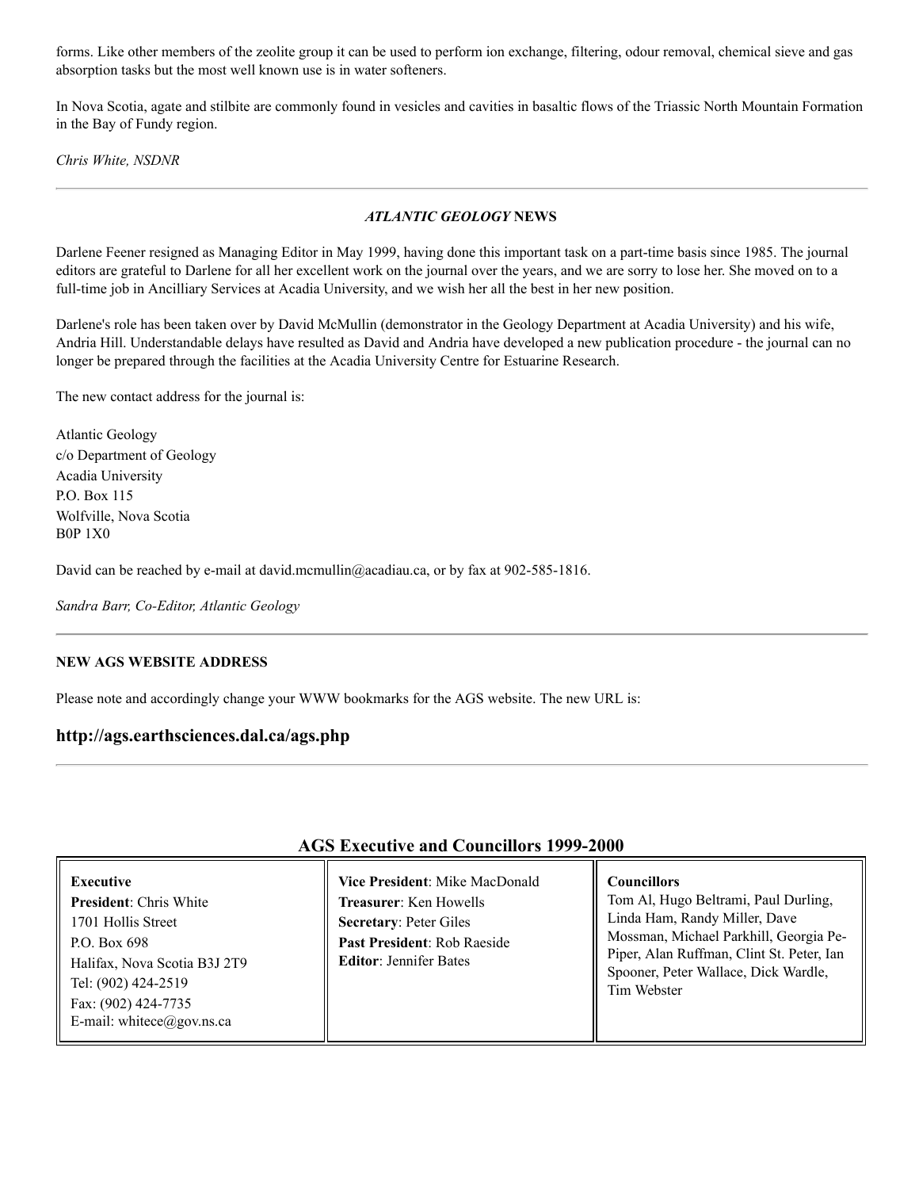forms. Like other members of the zeolite group it can be used to perform ion exchange, filtering, odour removal, chemical sieve and gas absorption tasks but the most well known use is in water softeners.

In Nova Scotia, agate and stilbite are commonly found in vesicles and cavities in basaltic flows of the Triassic North Mountain Formation in the Bay of Fundy region.

*Chris White, NSDNR*

---

### *ATLANTIC GEOLOGY* NEWS

Darlene Feener resigned as Managing Editor in May 1999, having done this important task on a part-time basis since 1985. The journal editors are grateful to Darlene for all her excellent work on the journal over the years, and we are sorry to lose her. She moved on to a full-time job in Ancilliary Services at Acadia University, and we wish her all the best in her new position.

Darlene's role has been taken over by David McMullin (demonstrator in the Geology Department at Acadia University) and his wife, Andria Hill. Understandable delays have resulted as David and Andria have developed a new publication procedure - the journal can no longer be prepared through the facilities at the Acadia University Centre for Estuarine Research.

The new contact address for the journal is:

Atlantic Geology
c/o Department of Geology
Acadia University
P.O. Box 115
Wolfville, Nova Scotia
B0P 1X0

David can be reached by e-mail at david.mcmullin@acadiau.ca, or by fax at 902-585-1816.

*Sandra Barr, Co-Editor, Atlantic Geology*

---

### NEW AGS WEBSITE ADDRESS

Please note and accordingly change your WWW bookmarks for the AGS website. The new URL is:

## http://ags.earthsciences.dal.ca/ags.php

---

## AGS Executive and Councillors 1999-2000

| | | |
|---|---|---|
| **Executive**<br>**President**: Chris White<br>1701 Hollis Street<br>P.O. Box 698<br>Halifax, Nova Scotia B3J 2T9<br>Tel: (902) 424-2519<br>Fax: (902) 424-7735<br>E-mail: whitece@gov.ns.ca | **Vice President**: Mike MacDonald<br>**Treasurer**: Ken Howells<br>**Secretary**: Peter Giles<br>**Past President**: Rob Raeside<br>**Editor**: Jennifer Bates | **Councillors**<br>Tom Al, Hugo Beltrami, Paul Durling, Linda Ham, Randy Miller, Dave Mossman, Michael Parkhill, Georgia Pe-Piper, Alan Ruffman, Clint St. Peter, Ian Spooner, Peter Wallace, Dick Wardle, Tim Webster |